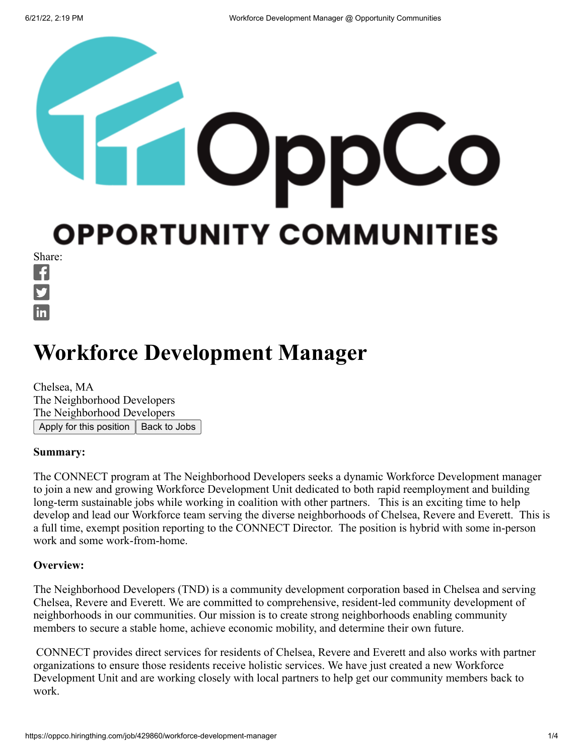OPPORTUNITY COMMUNITIES

Share:

# Workforce Development Manager

Chelsea, MA
The Neighborhood Developers
The Neighborhood Developers

Apply for this position | Back to Jobs

**Summary:**

The CONNECT program at The Neighborhood Developers seeks a dynamic Workforce Development manager to join a new and growing Workforce Development Unit dedicated to both rapid reemployment and building long-term sustainable jobs while working in coalition with other partners. This is an exciting time to help develop and lead our Workforce team serving the diverse neighborhoods of Chelsea, Revere and Everett. This is a full time, exempt position reporting to the CONNECT Director. The position is hybrid with some in-person work and some work-from-home.

**Overview:**

The Neighborhood Developers (TND) is a community development corporation based in Chelsea and serving Chelsea, Revere and Everett. We are committed to comprehensive, resident-led community development of neighborhoods in our communities. Our mission is to create strong neighborhoods enabling community members to secure a stable home, achieve economic mobility, and determine their own future.

CONNECT provides direct services for residents of Chelsea, Revere and Everett and also works with partner organizations to ensure those residents receive holistic services. We have just created a new Workforce Development Unit and are working closely with local partners to help get our community members back to work.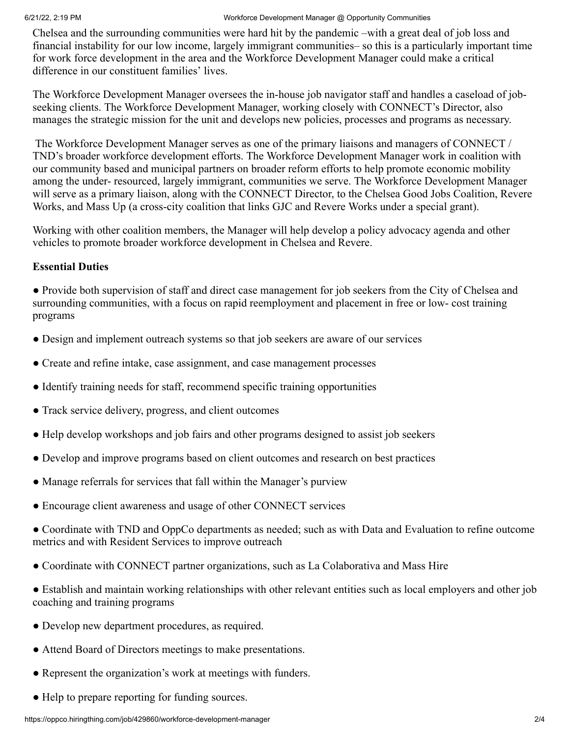Chelsea and the surrounding communities were hard hit by the pandemic –with a great deal of job loss and financial instability for our low income, largely immigrant communities– so this is a particularly important time for work force development in the area and the Workforce Development Manager could make a critical difference in our constituent families' lives.

The Workforce Development Manager oversees the in-house job navigator staff and handles a caseload of job-seeking clients. The Workforce Development Manager, working closely with CONNECT's Director, also manages the strategic mission for the unit and develops new policies, processes and programs as necessary.

The Workforce Development Manager serves as one of the primary liaisons and managers of CONNECT / TND's broader workforce development efforts. The Workforce Development Manager work in coalition with our community based and municipal partners on broader reform efforts to help promote economic mobility among the under- resourced, largely immigrant, communities we serve. The Workforce Development Manager will serve as a primary liaison, along with the CONNECT Director, to the Chelsea Good Jobs Coalition, Revere Works, and Mass Up (a cross-city coalition that links GJC and Revere Works under a special grant).

Working with other coalition members, the Manager will help develop a policy advocacy agenda and other vehicles to promote broader workforce development in Chelsea and Revere.

**Essential Duties**

- Provide both supervision of staff and direct case management for job seekers from the City of Chelsea and surrounding communities, with a focus on rapid reemployment and placement in free or low- cost training programs
- Design and implement outreach systems so that job seekers are aware of our services
- Create and refine intake, case assignment, and case management processes
- Identify training needs for staff, recommend specific training opportunities
- Track service delivery, progress, and client outcomes
- Help develop workshops and job fairs and other programs designed to assist job seekers
- Develop and improve programs based on client outcomes and research on best practices
- Manage referrals for services that fall within the Manager's purview
- Encourage client awareness and usage of other CONNECT services
- Coordinate with TND and OppCo departments as needed; such as with Data and Evaluation to refine outcome metrics and with Resident Services to improve outreach
- Coordinate with CONNECT partner organizations, such as La Colaborativa and Mass Hire
- Establish and maintain working relationships with other relevant entities such as local employers and other job coaching and training programs
- Develop new department procedures, as required.
- Attend Board of Directors meetings to make presentations.
- Represent the organization's work at meetings with funders.
- Help to prepare reporting for funding sources.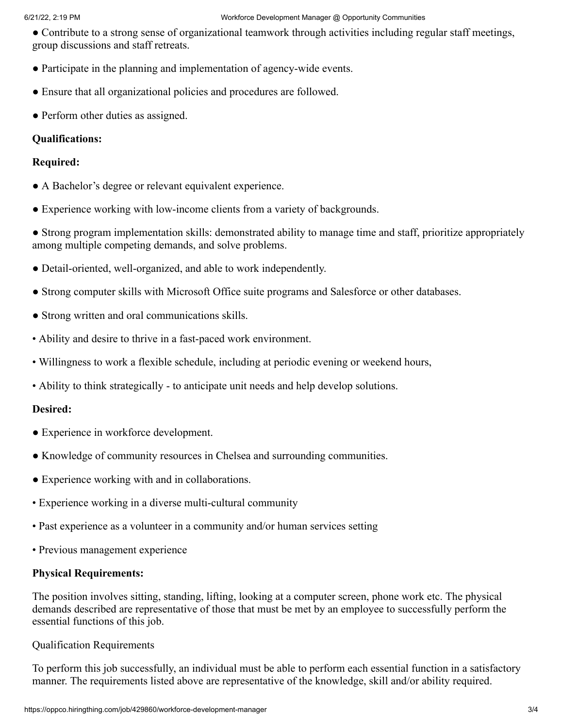- Contribute to a strong sense of organizational teamwork through activities including regular staff meetings, group discussions and staff retreats.
- Participate in the planning and implementation of agency-wide events.
- Ensure that all organizational policies and procedures are followed.
- Perform other duties as assigned.

**Qualifications:**

**Required:**

- A Bachelor's degree or relevant equivalent experience.
- Experience working with low-income clients from a variety of backgrounds.
- Strong program implementation skills: demonstrated ability to manage time and staff, prioritize appropriately among multiple competing demands, and solve problems.
- Detail-oriented, well-organized, and able to work independently.
- Strong computer skills with Microsoft Office suite programs and Salesforce or other databases.
- Strong written and oral communications skills.
- Ability and desire to thrive in a fast-paced work environment.
- Willingness to work a flexible schedule, including at periodic evening or weekend hours,
- Ability to think strategically - to anticipate unit needs and help develop solutions.

**Desired:**

- Experience in workforce development.
- Knowledge of community resources in Chelsea and surrounding communities.
- Experience working with and in collaborations.
- Experience working in a diverse multi-cultural community
- Past experience as a volunteer in a community and/or human services setting
- Previous management experience

**Physical Requirements:**

The position involves sitting, standing, lifting, looking at a computer screen, phone work etc. The physical demands described are representative of those that must be met by an employee to successfully perform the essential functions of this job.

Qualification Requirements

To perform this job successfully, an individual must be able to perform each essential function in a satisfactory manner. The requirements listed above are representative of the knowledge, skill and/or ability required.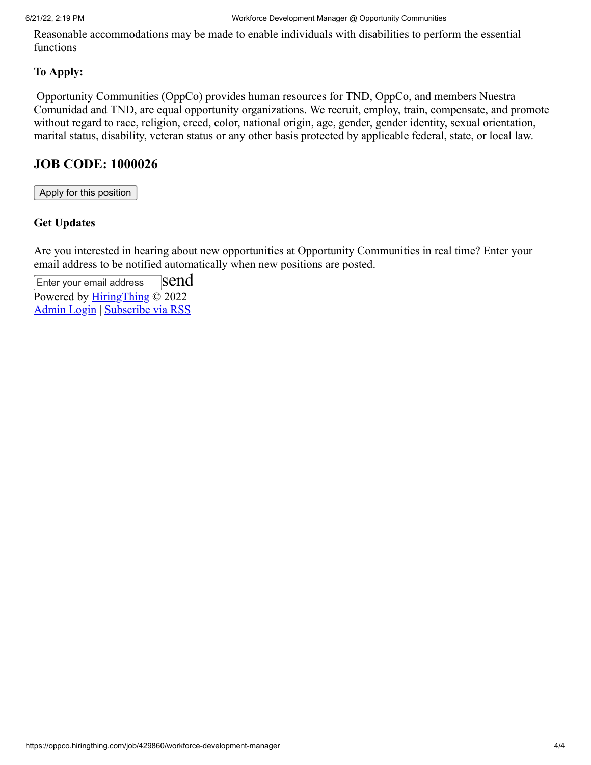Reasonable accommodations may be made to enable individuals with disabilities to perform the essential functions

**To Apply:**

Opportunity Communities (OppCo) provides human resources for TND, OppCo, and members Nuestra Comunidad and TND, are equal opportunity organizations. We recruit, employ, train, compensate, and promote without regard to race, religion, creed, color, national origin, age, gender, gender identity, sexual orientation, marital status, disability, veteran status or any other basis protected by applicable federal, state, or local law.

## JOB CODE: 1000026

Apply for this position

### Get Updates

Are you interested in hearing about new opportunities at Opportunity Communities in real time? Enter your email address to be notified automatically when new positions are posted.

Enter your email address send

Powered by HiringThing © 2022

Admin Login | Subscribe via RSS